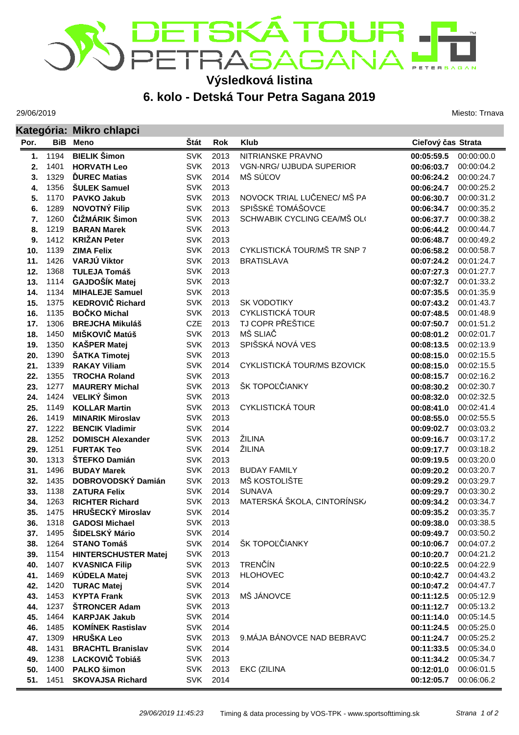# Výsledková listina

## 6. kolo - Detská Tour Petra Sagana 2019

29/06/2019

Miesto: Trnava

### Kategória: Mikro chlapci

| Por. | BiB | Meno | Štát | Rok | Klub | Cieľový čas | Strata |
|---|---|---|---|---|---|---|---|
| 1. | 1194 | **BIELIK Šimon** | SVK | 2013 | NITRIANSKE PRAVNO | **00:05:59.5** | 00:00:00.0 |
| 2. | 1401 | **HORVATH Leo** | SVK | 2013 | VGN-NRG/ UJBUDA SUPERIOR | **00:06:03.7** | 00:00:04.2 |
| 3. | 1329 | **ĎUREC Matias** | SVK | 2014 | MŠ SÚĽOV | **00:06:24.2** | 00:00:24.7 |
| 4. | 1356 | **ŠULEK Samuel** | SVK | 2013 | | **00:06:24.7** | 00:00:25.2 |
| 5. | 1170 | **PAVKO Jakub** | SVK | 2013 | NOVOCK TRIAL LUČENEC/ MŠ PA | **00:06:30.7** | 00:00:31.2 |
| 6. | 1289 | **NOVOTNÝ Filip** | SVK | 2013 | SPIŠSKÉ TOMÁŠOVCE | **00:06:34.7** | 00:00:35.2 |
| 7. | 1260 | **ČIŽMÁRIK Šimon** | SVK | 2013 | SCHWABIK CYCLING CEA/MŠ OL( | **00:06:37.7** | 00:00:38.2 |
| 8. | 1219 | **BARAN Marek** | SVK | 2013 | | **00:06:44.2** | 00:00:44.7 |
| 9. | 1412 | **KRIŽAN Peter** | SVK | 2013 | | **00:06:48.7** | 00:00:49.2 |
| 10. | 1139 | **ZIMA Felix** | SVK | 2013 | CYKLISTICKÁ TOUR/MŠ TR SNP 7 | **00:06:58.2** | 00:00:58.7 |
| 11. | 1426 | **VARJÚ Viktor** | SVK | 2013 | BRATISLAVA | **00:07:24.2** | 00:01:24.7 |
| 12. | 1368 | **TULEJA Tomáš** | SVK | 2013 | | **00:07:27.3** | 00:01:27.7 |
| 13. | 1114 | **GAJDOŠÍK Matej** | SVK | 2013 | | **00:07:32.7** | 00:01:33.2 |
| 14. | 1134 | **MIHALEJE Samuel** | SVK | 2013 | | **00:07:35.5** | 00:01:35.9 |
| 15. | 1375 | **KEDROVIČ Richard** | SVK | 2013 | SK VODOTIKY | **00:07:43.2** | 00:01:43.7 |
| 16. | 1135 | **BOČKO Michal** | SVK | 2013 | CYKLISTICKÁ TOUR | **00:07:48.5** | 00:01:48.9 |
| 17. | 1306 | **BREJCHA Mikuláš** | CZE | 2013 | TJ COPR PŘEŠTICE | **00:07:50.7** | 00:01:51.2 |
| 18. | 1450 | **MIŠKOVIČ Matúš** | SVK | 2013 | MŠ SLIAČ | **00:08:01.2** | 00:02:01.7 |
| 19. | 1350 | **KAŠPER Matej** | SVK | 2013 | SPIŠSKÁ NOVÁ VES | **00:08:13.5** | 00:02:13.9 |
| 20. | 1390 | **ŠATKA Timotej** | SVK | 2013 | | **00:08:15.0** | 00:02:15.5 |
| 21. | 1339 | **RAKAY Viliam** | SVK | 2014 | CYKLISTICKÁ TOUR/MS BZOVICK | **00:08:15.0** | 00:02:15.5 |
| 22. | 1355 | **TROCHA Roland** | SVK | 2013 | | **00:08:15.7** | 00:02:16.2 |
| 23. | 1277 | **MAURERY Michal** | SVK | 2013 | ŠK TOPOĽČIANKY | **00:08:30.2** | 00:02:30.7 |
| 24. | 1424 | **VELIKÝ Šimon** | SVK | 2013 | | **00:08:32.0** | 00:02:32.5 |
| 25. | 1149 | **KOLLAR Martin** | SVK | 2013 | CYKLISTICKÁ TOUR | **00:08:41.0** | 00:02:41.4 |
| 26. | 1419 | **MINARIK Miroslav** | SVK | 2013 | | **00:08:55.0** | 00:02:55.5 |
| 27. | 1222 | **BENCIK Vladimir** | SVK | 2014 | | **00:09:02.7** | 00:03:03.2 |
| 28. | 1252 | **DOMISCH Alexander** | SVK | 2013 | ŽILINA | **00:09:16.7** | 00:03:17.2 |
| 29. | 1251 | **FURTAK Teo** | SVK | 2014 | ŽILINA | **00:09:17.7** | 00:03:18.2 |
| 30. | 1313 | **ŠTEFKO Damián** | SVK | 2013 | | **00:09:19.5** | 00:03:20.0 |
| 31. | 1496 | **BUDAY Marek** | SVK | 2013 | BUDAY FAMILY | **00:09:20.2** | 00:03:20.7 |
| 32. | 1435 | **DOBROVODSKÝ Damián** | SVK | 2013 | MŠ KOSTOLIŠTE | **00:09:29.2** | 00:03:29.7 |
| 33. | 1138 | **ZATURA Felix** | SVK | 2014 | SUNAVA | **00:09:29.7** | 00:03:30.2 |
| 34. | 1263 | **RICHTER Richard** | SVK | 2013 | MATERSKÁ ŠKOLA, CINTORÍNSK/ | **00:09:34.2** | 00:03:34.7 |
| 35. | 1475 | **HRUŠECKÝ Miroslav** | SVK | 2014 | | **00:09:35.2** | 00:03:35.7 |
| 36. | 1318 | **GADOSI Michael** | SVK | 2013 | | **00:09:38.0** | 00:03:38.5 |
| 37. | 1495 | **ŠIDELSKÝ Mário** | SVK | 2014 | | **00:09:49.7** | 00:03:50.2 |
| 38. | 1264 | **STANO Tomáš** | SVK | 2014 | ŠK TOPOĽČIANKY | **00:10:06.7** | 00:04:07.2 |
| 39. | 1154 | **HINTERSCHUSTER Matej** | SVK | 2013 | | **00:10:20.7** | 00:04:21.2 |
| 40. | 1407 | **KVASNICA Filip** | SVK | 2013 | TRENČÍN | **00:10:22.5** | 00:04:22.9 |
| 41. | 1469 | **KÚDELA Matej** | SVK | 2013 | HLOHOVEC | **00:10:42.7** | 00:04:43.2 |
| 42. | 1420 | **TURAC Matej** | SVK | 2014 | | **00:10:47.2** | 00:04:47.7 |
| 43. | 1453 | **KYPTA Frank** | SVK | 2013 | MŠ JÁNOVCE | **00:11:12.5** | 00:05:12.9 |
| 44. | 1237 | **ŠTRONCER Adam** | SVK | 2013 | | **00:11:12.7** | 00:05:13.2 |
| 45. | 1464 | **KARPJAK Jakub** | SVK | 2014 | | **00:11:14.0** | 00:05:14.5 |
| 46. | 1485 | **KOMÍNEK Rastislav** | SVK | 2014 | | **00:11:24.5** | 00:05:25.0 |
| 47. | 1309 | **HRUŠKA Leo** | SVK | 2013 | 9.MÁJA BÁNOVCE NAD BEBRAVC | **00:11:24.7** | 00:05:25.2 |
| 48. | 1431 | **BRACHTL Branislav** | SVK | 2014 | | **00:11:33.5** | 00:05:34.0 |
| 49. | 1238 | **LACKOVIČ Tobiáš** | SVK | 2013 | | **00:11:34.2** | 00:05:34.7 |
| 50. | 1400 | **PALKO šimon** | SVK | 2013 | EKC (ZILINA | **00:12:01.0** | 00:06:01.5 |
| 51. | 1451 | **SKOVAJSA Richard** | SVK | 2014 | | **00:12:05.7** | 00:06:06.2 |

*29/06/2019 11:45:23* Timing & data processing by VOS-TPK - www.sportsofttiming.sk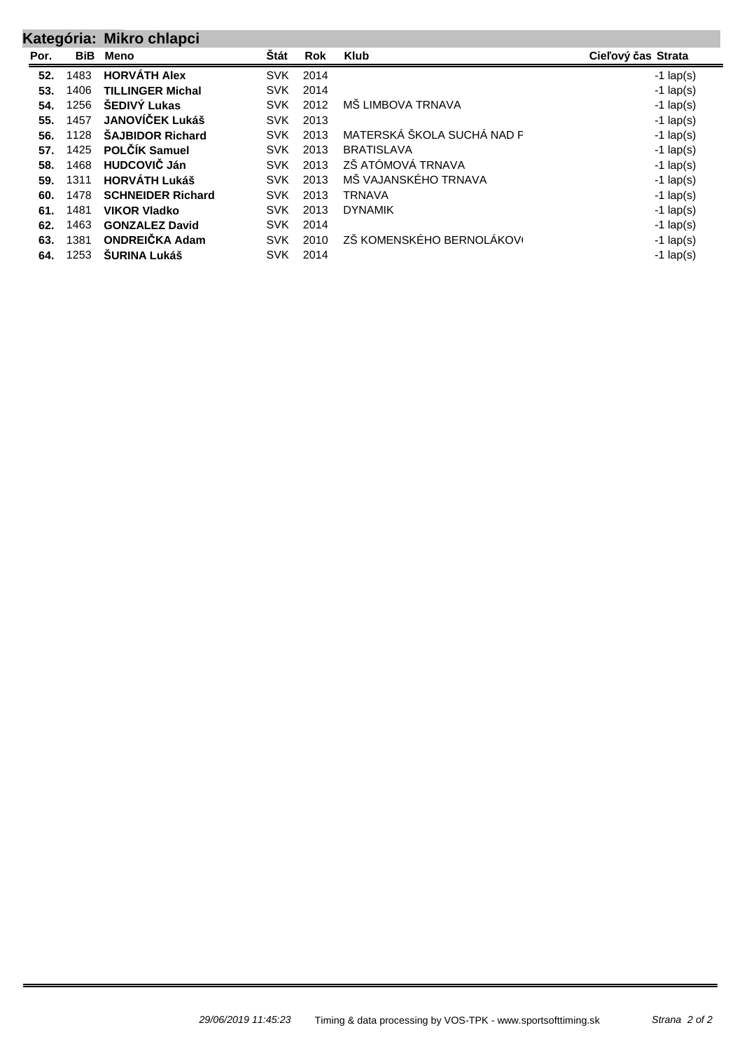## Kategória: Mikro chlapci

| Por. | BiB | Meno | Štát | Rok | Klub | Cieľový čas | Strata |
|---|---|---|---|---|---|---|---|
| 52. | 1483 | **HORVÁTH Alex** | SVK | 2014 | | | -1 lap(s) |
| 53. | 1406 | **TILLINGER Michal** | SVK | 2014 | | | -1 lap(s) |
| 54. | 1256 | **ŠEDIVÝ Lukas** | SVK | 2012 | MŠ LIMBOVA TRNAVA | | -1 lap(s) |
| 55. | 1457 | **JANOVÍČEK Lukáš** | SVK | 2013 | | | -1 lap(s) |
| 56. | 1128 | **ŠAJBIDOR Richard** | SVK | 2013 | MATERSKÁ ŠKOLA SUCHÁ NAD F | | -1 lap(s) |
| 57. | 1425 | **POLČÍK Samuel** | SVK | 2013 | BRATISLAVA | | -1 lap(s) |
| 58. | 1468 | **HUDCOVIČ Ján** | SVK | 2013 | ZŠ ATÓMOVÁ TRNAVA | | -1 lap(s) |
| 59. | 1311 | **HORVÁTH Lukáš** | SVK | 2013 | MŠ VAJANSKÉHO TRNAVA | | -1 lap(s) |
| 60. | 1478 | **SCHNEIDER Richard** | SVK | 2013 | TRNAVA | | -1 lap(s) |
| 61. | 1481 | **VIKOR Vladko** | SVK | 2013 | DYNAMIK | | -1 lap(s) |
| 62. | 1463 | **GONZALEZ David** | SVK | 2014 | | | -1 lap(s) |
| 63. | 1381 | **ONDREIČKA Adam** | SVK | 2010 | ZŠ KOMENSKÉHO BERNOLÁKOV( | | -1 lap(s) |
| 64. | 1253 | **ŠURINA Lukáš** | SVK | 2014 | | | -1 lap(s) |

*29/06/2019 11:45:23* Timing & data processing by VOS-TPK - www.sportsofttiming.sk